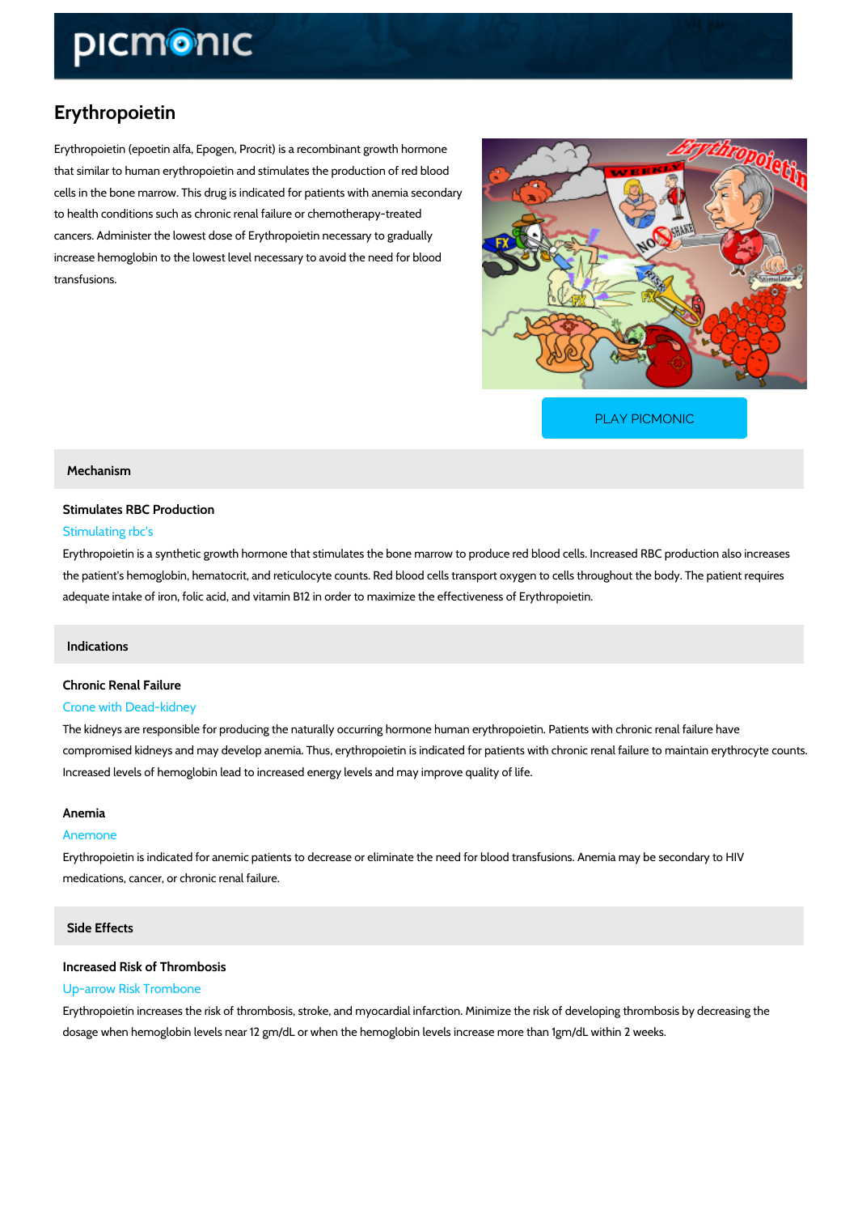# Erythropoietin

Erythropoietin (epoetin alfa, Epogen, Procrit) is a recombinant growth hormone that similar to human erythropoietin and stimulates the production of red blood cells in the bone marrow. This drug is indicated for patients with anemia secondary to health conditions such as chronic renal failure or chemotherapy-treated cancers. Administer the lowest dose of Erythropoietin necessary to gradually increase hemoglobin to the lowest level necessary to avoid the need for blood transfusions.

PLAY PICMONIC

## Mechanism

### Stimulates RBC Production

Stimulating rbc's

Erythropoietin is a synthetic growth hormone that stimulates the bone marrow to produce red blood cells. Increased RBC production also increases the patient's hemoglobin, hematocrit, and reticulocyte counts. Red blood cells transport oxygen to cells throughout the body. The patient requires adequate intake of iron, folic acid, and vitamin B12 in order to maximize the effectiveness of Erythropoietin.

## Indications

### Chronic Renal Failure

Crone with Dead-kidney

The kidneys are responsible for producing the naturally occurring hormone human erythropoietin. Patients with chronic renal failure have compromised kidneys and may develop anemia. Thus, erythropoietin is indicated for patients with chronic renal failure to maintain erythrocyte counts. Increased levels of hemoglobin lead to increased energy levels and may improve quality of life.

### Anemia

Anemone

Erythropoietin is indicated for anemic patients to decrease or eliminate the need for blood transfusions. Anemia may be secondary to HIV medications, cancer, or chronic renal failure.

## Side Effects

### Increased Risk of Thrombosis

Up-arrow Risk Trombone

Erythropoietin increases the risk of thrombosis, stroke, and myocardial infarction. Minimize the risk of developing thrombosis by decreasing the dosage when hemoglobin levels near 12 gm/dL or when the hemoglobin levels increase more than 1gm/dL within 2 weeks.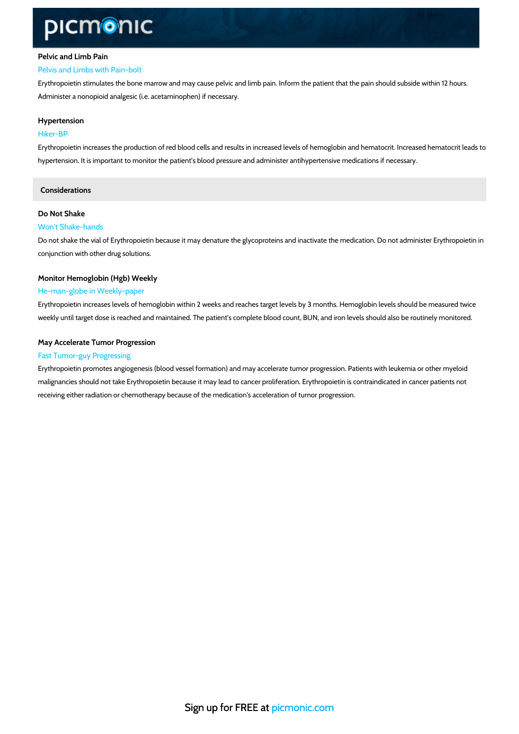### Pelvic and Limb Pain

Pelvis and Limbs with Pain-bolt

Erythropoietin stimulates the bone marrow and may cause pelvic and limb pain. Inform the patient that the pain should subside within 12 hours. Administer a nonopioid analgesic (i.e. acetaminophen) if necessary.

### Hypertension

Hiker-BP

Erythropoietin increases the production of red blood cells and results in increased levels of hemoglobin and hematocrit. Increased hematocrit leads to hypertension. It is important to monitor the patient's blood pressure and administer antihypertensive medications if necessary.

## Considerations

### Do Not Shake

Won't Shake-hands

Do not shake the vial of Erythropoietin because it may denature the glycoproteins and inactivate the medication. Do not administer Erythropoietin in conjunction with other drug solutions.

### Monitor Hemoglobin (Hgb) Weekly

He-man-globe in Weekly-paper

Erythropoietin increases levels of hemoglobin within 2 weeks and reaches target levels by 3 months. Hemoglobin levels should be measured twice weekly until target dose is reached and maintained. The patient's complete blood count, BUN, and iron levels should also be routinely monitored.

### May Accelerate Tumor Progression

Fast Tumor-guy Progressing

Erythropoietin promotes angiogenesis (blood vessel formation) and may accelerate tumor progression. Patients with leukemia or other myeloid malignancies should not take Erythropoietin because it may lead to cancer proliferation. Erythropoietin is contraindicated in cancer patients not receiving either radiation or chemotherapy because of the medication's acceleration of tumor progression.